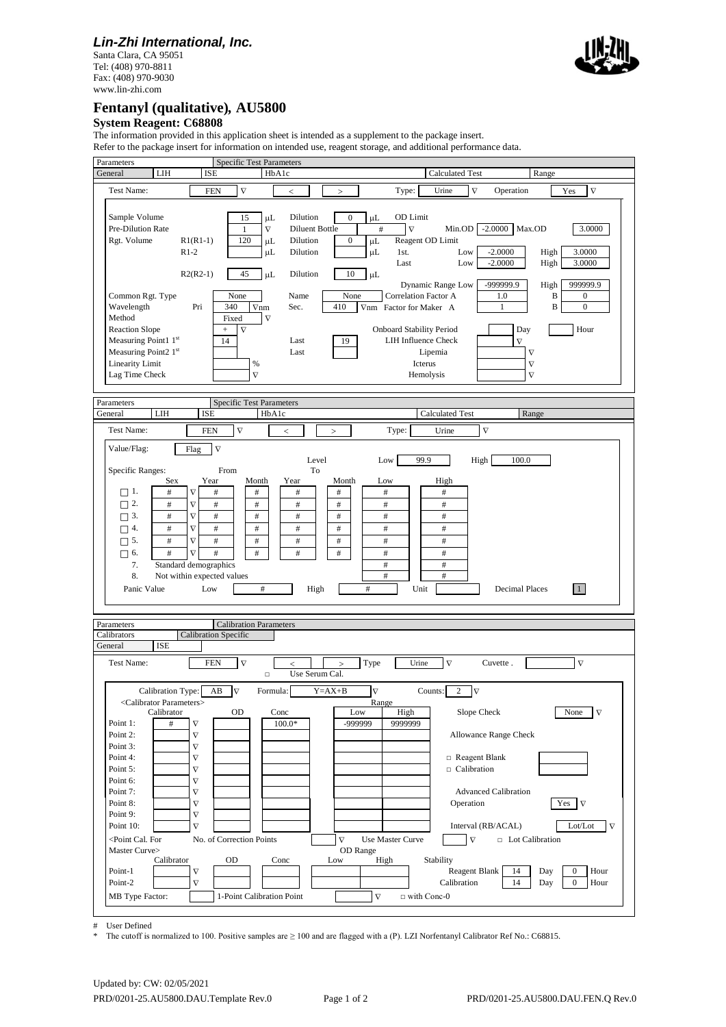***Lin-Zhi International, Inc.***
Santa Clara, CA 95051
Tel: (408) 970-8811
Fax: (408) 970-9030
www.lin-zhi.com

## Fentanyl (qualitative), AU5800

**System Reagent: C68808**

The information provided in this application sheet is intended as a supplement to the package insert.
Refer to the package insert for information on intended use, reagent storage, and additional performance data.

### Parameters – Specific Test Parameters (General)

Tabs: General | LIH | ISE | HbA1c | Calculated Test | Range

Test Name: FEN ∇ | < | > | Type: Urine ∇ | Operation: Yes ∇

| Parameter | Value | Parameter | Value | Parameter | Value |
|---|---|---|---|---|---|
| Sample Volume | 15 μL | Dilution | 0 μL | OD Limit | Min.OD -2.0000, Max.OD 3.0000 |
| Pre-Dilution Rate | 1 ∇ | Diluent Bottle | # ∇ | | |
| Rgt. Volume R1(R1-1) | 120 μL | Dilution | 0 μL | Reagent OD Limit | |
| R1-2 | μL | Dilution | μL | 1st. | Low -2.0000, High 3.0000 |
| | | | | Last | Low -2.0000, High 3.0000 |
| R2(R2-1) | 45 μL | Dilution | 10 μL | Dynamic Range | Low -999999.9, High 999999.9 |
| Common Rgt. Type | None | Name | None | Correlation Factor A | 1.0, B 0 |
| Wavelength Pri | 340 ∇nm | Sec. | 410 ∇nm | Factor for Maker A | 1, B 0 |
| Method | Fixed ∇ | | | | |
| Reaction Slope | + ∇ | | | Onboard Stability Period | Day, Hour |
| Measuring Point1 1st | 14 | Last | 19 | LIH Influence Check | ∇ |
| Measuring Point2 1st | | Last | | Lipemia | ∇ |
| Linearity Limit | % | | | Icterus | ∇ |
| Lag Time Check | ∇ | | | Hemolysis | ∇ |

### Parameters – Specific Test Parameters (Range)

Tabs: General | LIH | ISE | HbA1c | Calculated Test | Range

Test Name: FEN ∇ | < | > | Type: Urine ∇

Value/Flag: Flag ∇ | Level Low 99.9 | High 100.0

Specific Ranges:

| | Sex | From Year | Month | To Year | Month | Low | High |
|---|---|---|---|---|---|---|---|
| □ 1. | # ∇ | # | # | # | # | # | # |
| □ 2. | # ∇ | # | # | # | # | # | # |
| □ 3. | # ∇ | # | # | # | # | # | # |
| □ 4. | # ∇ | # | # | # | # | # | # |
| □ 5. | # ∇ | # | # | # | # | # | # |
| □ 6. | # ∇ | # | # | # | # | # | # |
| 7. | Standard demographics | | | | | # | # |
| 8. | Not within expected values | | | | | # | # |

Panic Value: Low # | High # | Unit | Decimal Places 1

### Parameters – Calibration Parameters

Tabs: Calibrators | Calibration Specific | General | ISE

Test Name: FEN ∇ | < | > | Type: Urine ∇ | Cuvette . ∇ | □ Use Serum Cal.

Calibration Type: AB ∇ | Formula: Y=AX+B ∇ | Counts: 2 ∇

<Calibrator Parameters>

| | Calibrator | OD | Conc | Range Low | Range High |
|---|---|---|---|---|---|
| Point 1: | # ∇ | | 100.0* | -999999 | 9999999 |
| Point 2: | ∇ | | | | |
| Point 3: | ∇ | | | | |
| Point 4: | ∇ | | | | |
| Point 5: | ∇ | | | | |
| Point 6: | ∇ | | | | |
| Point 7: | ∇ | | | | |
| Point 8: | ∇ | | | | |
| Point 9: | ∇ | | | | |
| Point 10: | ∇ | | | | |

Slope Check: None ∇

Allowance Range Check: □ Reagent Blank; □ Calibration

Advanced Calibration: Operation Yes ∇; Interval (RB/ACAL) Lot/Lot ∇; □ Lot Calibration

<Point Cal. For Master Curve> No. of Correction Points ∇ | Use Master Curve ∇

| | Calibrator | OD | Conc | OD Range Low | OD Range High |
|---|---|---|---|---|---|
| Point-1 | ∇ | | | | |
| Point-2 | ∇ | | | | |

Stability: Reagent Blank 14 Day 0 Hour; Calibration 14 Day 0 Hour

MB Type Factor: | 1-Point Calibration Point ∇ | □ with Conc-0

\# User Defined

\* The cutoff is normalized to 100. Positive samples are ≥ 100 and are flagged with a (P). LZI Norfentanyl Calibrator Ref No.: C68815.

Updated by: CW: 02/05/2021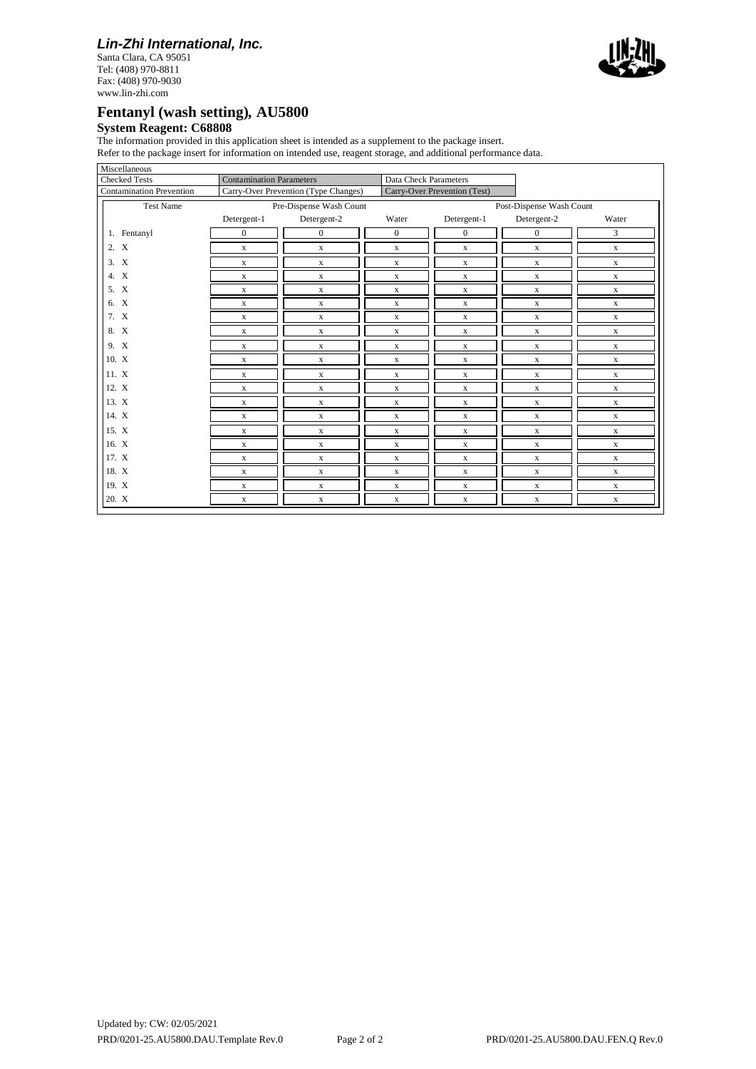***Lin-Zhi International, Inc.***
Santa Clara, CA 95051
Tel: (408) 970-8811
Fax: (408) 970-9030
www.lin-zhi.com

# Fentanyl (wash setting), AU5800

## System Reagent: C68808

The information provided in this application sheet is intended as a supplement to the package insert.
Refer to the package insert for information on intended use, reagent storage, and additional performance data.

Miscellaneous

| | | |
|---|---|---|
| Checked Tests | Contamination Parameters | Data Check Parameters |
| Contamination Prevention | Carry-Over Prevention (Type Changes) | Carry-Over Prevention (Test) |

| Test Name | Pre-Dispense Wash Count | | | Post-Dispense Wash Count | | |
|---|---|---|---|---|---|---|
| | Detergent-1 | Detergent-2 | Water | Detergent-1 | Detergent-2 | Water |
| 1. Fentanyl | 0 | 0 | 0 | 0 | 0 | 3 |
| 2. X | x | x | x | x | x | x |
| 3. X | x | x | x | x | x | x |
| 4. X | x | x | x | x | x | x |
| 5. X | x | x | x | x | x | x |
| 6. X | x | x | x | x | x | x |
| 7. X | x | x | x | x | x | x |
| 8. X | x | x | x | x | x | x |
| 9. X | x | x | x | x | x | x |
| 10. X | x | x | x | x | x | x |
| 11. X | x | x | x | x | x | x |
| 12. X | x | x | x | x | x | x |
| 13. X | x | x | x | x | x | x |
| 14. X | x | x | x | x | x | x |
| 15. X | x | x | x | x | x | x |
| 16. X | x | x | x | x | x | x |
| 17. X | x | x | x | x | x | x |
| 18. X | x | x | x | x | x | x |
| 19. X | x | x | x | x | x | x |
| 20. X | x | x | x | x | x | x |

Updated by: CW: 02/05/2021
PRD/0201-25.AU5800.DAU.Template Rev.0 PRD/0201-25.AU5800.DAU.FEN.Q Rev.0